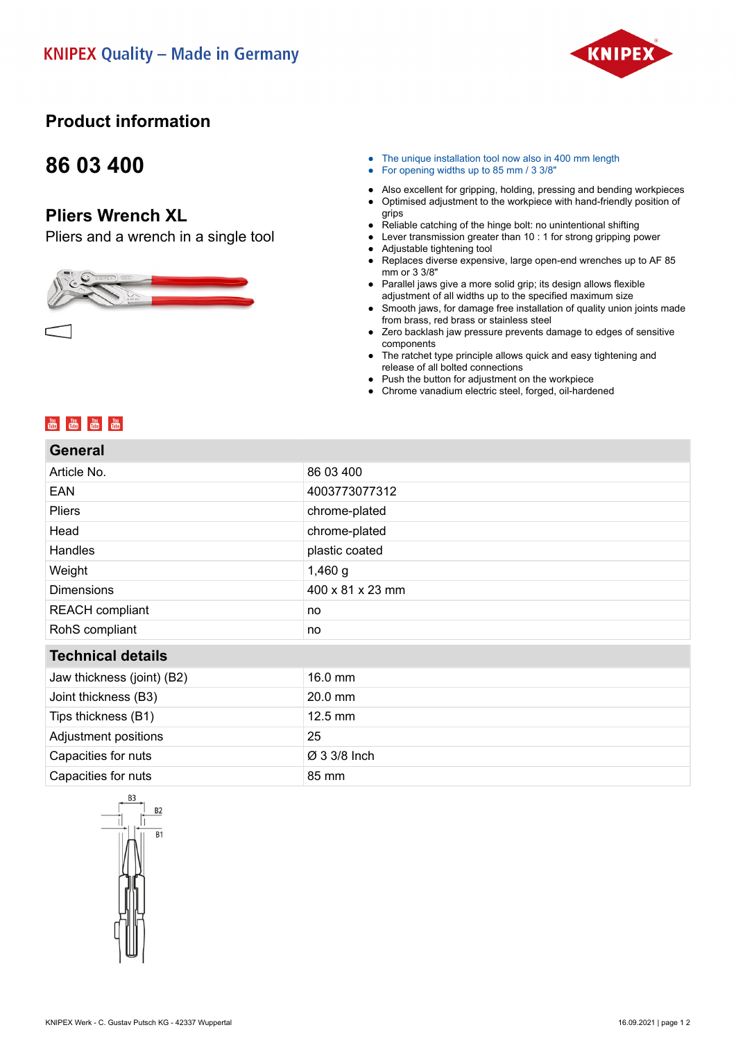KNIPEX Quality – Made in Germany

# Product information

## 86 03 400

## Pliers Wrench XL

Pliers and a wrench in a single tool

- The unique installation tool now also in 400 mm length
- For opening widths up to 85 mm / 3 3/8"

- Also excellent for gripping, holding, pressing and bending workpieces
- Optimised adjustment to the workpiece with hand-friendly position of grips
- Reliable catching of the hinge bolt: no unintentional shifting
- Lever transmission greater than 10 : 1 for strong gripping power
- Adjustable tightening tool
- Replaces diverse expensive, large open-end wrenches up to AF 85 mm or 3 3/8"
- Parallel jaws give a more solid grip; its design allows flexible adjustment of all widths up to the specified maximum size
- Smooth jaws, for damage free installation of quality union joints made from brass, red brass or stainless steel
- Zero backlash jaw pressure prevents damage to edges of sensitive components
- The ratchet type principle allows quick and easy tightening and release of all bolted connections
- Push the button for adjustment on the workpiece
- Chrome vanadium electric steel, forged, oil-hardened

| General | |
|---|---|
| Article No. | 86 03 400 |
| EAN | 4003773077312 |
| Pliers | chrome-plated |
| Head | chrome-plated |
| Handles | plastic coated |
| Weight | 1,460 g |
| Dimensions | 400 x 81 x 23 mm |
| REACH compliant | no |
| RoHS compliant | no |

| Technical details | |
|---|---|
| Jaw thickness (joint) (B2) | 16.0 mm |
| Joint thickness (B3) | 20.0 mm |
| Tips thickness (B1) | 12.5 mm |
| Adjustment positions | 25 |
| Capacities for nuts | Ø 3 3/8 Inch |
| Capacities for nuts | 85 mm |

B3 B2 B1

KNIPEX Werk - C. Gustav Putsch KG - 42337 Wuppertal

16.09.2021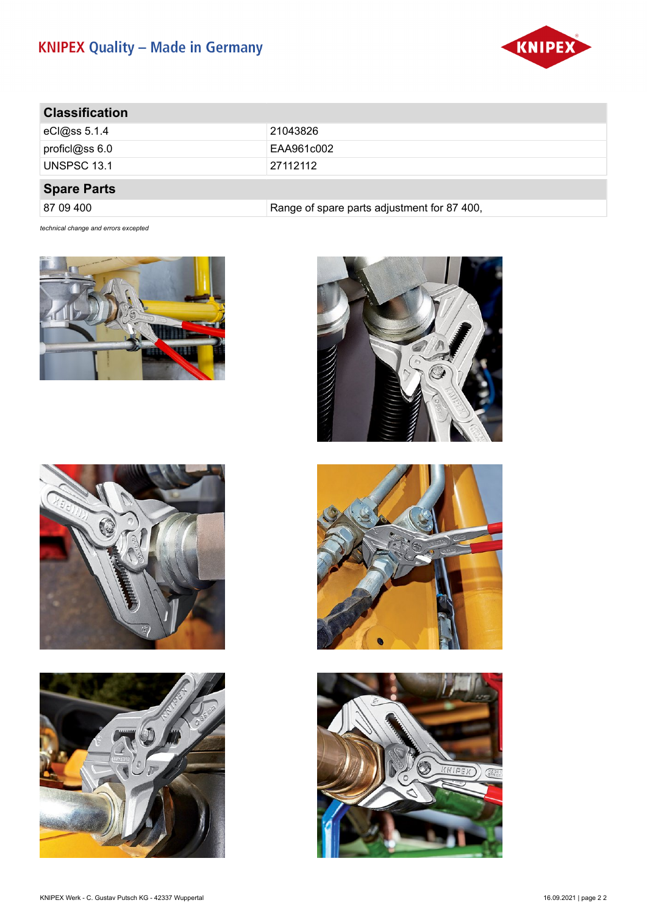## Classification

| | |
|---|---|
| eCl@ss 5.1.4 | 21043826 |
| proficl@ss 6.0 | EAA961c002 |
| UNSPSC 13.1 | 27112112 |

## Spare Parts

| | |
|---|---|
| 87 09 400 | Range of spare parts adjustment for 87 400, |

*technical change and errors excepted*